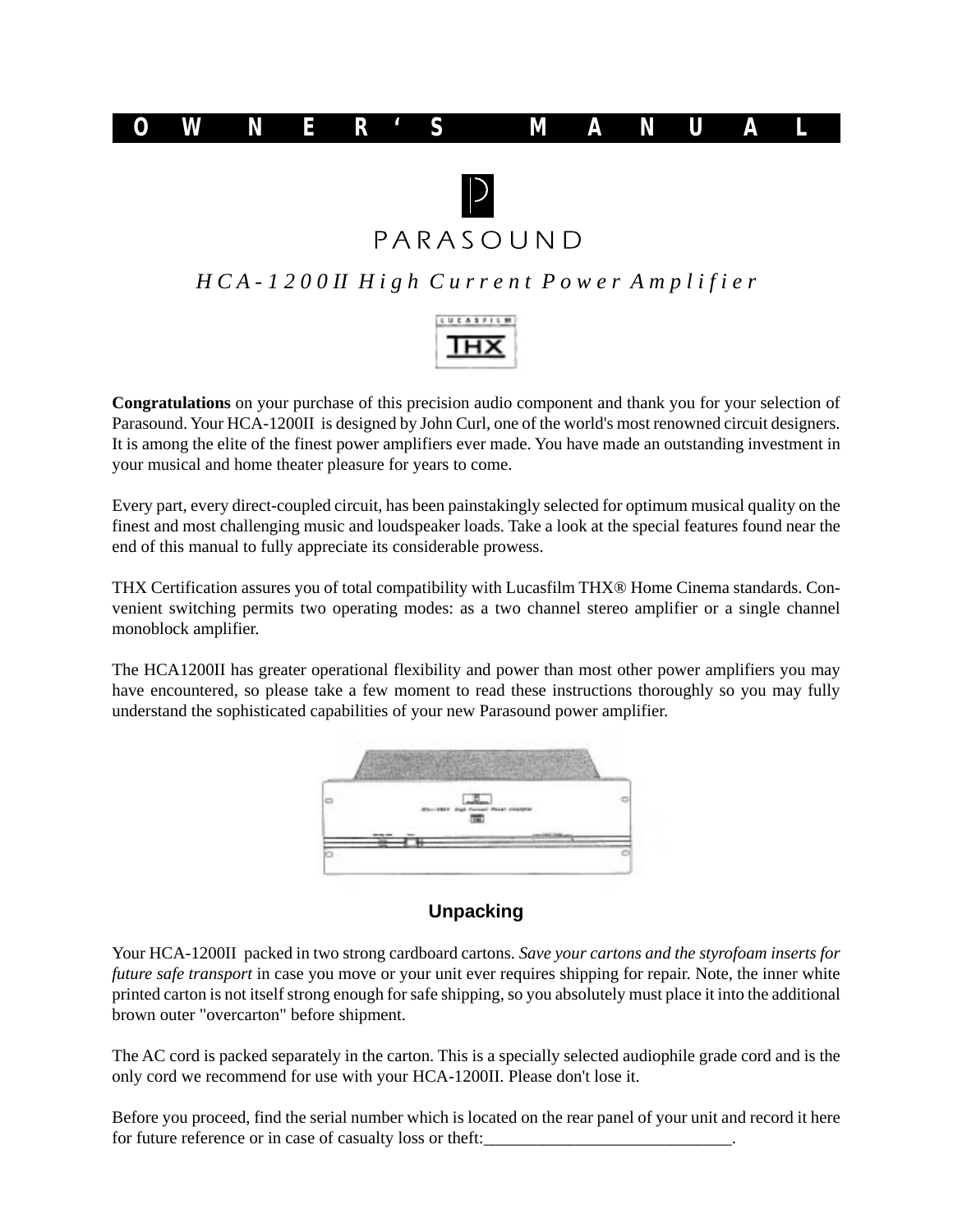# OWNER'S MANUAL

PARASOUND

## *HCA-1200II High Current Power Amplifier*

LUCASFILM THX

**Congratulations** on your purchase of this precision audio component and thank you for your selection of Parasound. Your HCA-1200II is designed by John Curl, one of the world's most renowned circuit designers. It is among the elite of the finest power amplifiers ever made. You have made an outstanding investment in your musical and home theater pleasure for years to come.

Every part, every direct-coupled circuit, has been painstakingly selected for optimum musical quality on the finest and most challenging music and loudspeaker loads. Take a look at the special features found near the end of this manual to fully appreciate its considerable prowess.

THX Certification assures you of total compatibility with Lucasfilm THX® Home Cinema standards. Convenient switching permits two operating modes: as a two channel stereo amplifier or a single channel monoblock amplifier.

The HCA1200II has greater operational flexibility and power than most other power amplifiers you may have encountered, so please take a few moment to read these instructions thoroughly so you may fully understand the sophisticated capabilities of your new Parasound power amplifier.

### Unpacking

Your HCA-1200II packed in two strong cardboard cartons. *Save your cartons and the styrofoam inserts for future safe transport* in case you move or your unit ever requires shipping for repair. Note, the inner white printed carton is not itself strong enough for safe shipping, so you absolutely must place it into the additional brown outer "overcarton" before shipment.

The AC cord is packed separately in the carton. This is a specially selected audiophile grade cord and is the only cord we recommend for use with your HCA-1200II. Please don't lose it.

Before you proceed, find the serial number which is located on the rear panel of your unit and record it here for future reference or in case of casualty loss or theft:_____________________________.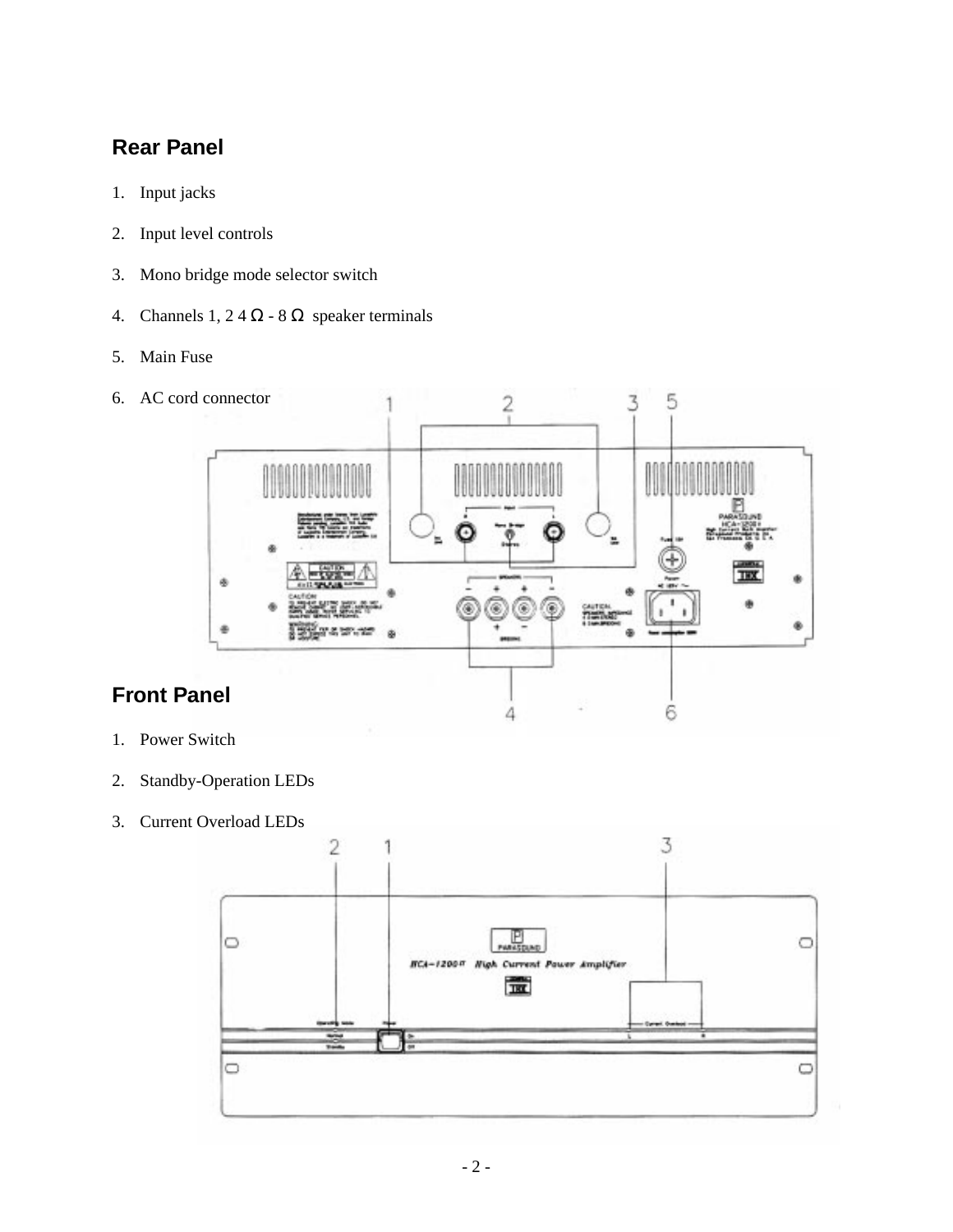## Rear Panel

1. Input jacks
2. Input level controls
3. Mono bridge mode selector switch
4. Channels 1, 2 4 Ω - 8 Ω speaker terminals
5. Main Fuse
6. AC cord connector

## Front Panel

1. Power Switch
2. Standby-Operation LEDs
3. Current Overload LEDs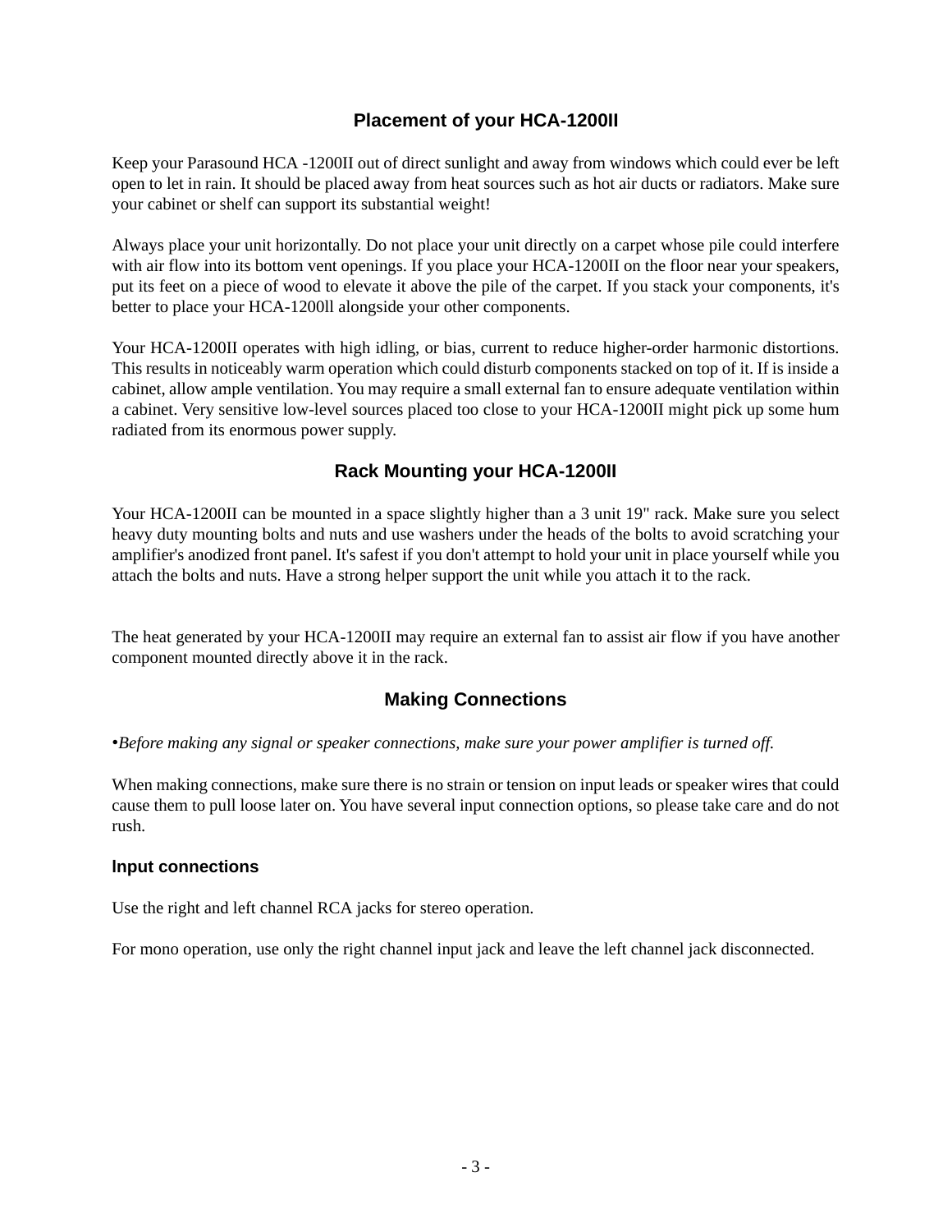## Placement of your HCA-1200II

Keep your Parasound HCA -1200II out of direct sunlight and away from windows which could ever be left open to let in rain. It should be placed away from heat sources such as hot air ducts or radiators. Make sure your cabinet or shelf can support its substantial weight!

Always place your unit horizontally. Do not place your unit directly on a carpet whose pile could interfere with air flow into its bottom vent openings. If you place your HCA-1200II on the floor near your speakers, put its feet on a piece of wood to elevate it above the pile of the carpet. If you stack your components, it's better to place your HCA-1200ll alongside your other components.

Your HCA-1200II operates with high idling, or bias, current to reduce higher-order harmonic distortions. This results in noticeably warm operation which could disturb components stacked on top of it. If is inside a cabinet, allow ample ventilation. You may require a small external fan to ensure adequate ventilation within a cabinet. Very sensitive low-level sources placed too close to your HCA-1200II might pick up some hum radiated from its enormous power supply.

## Rack Mounting your HCA-1200II

Your HCA-1200II can be mounted in a space slightly higher than a 3 unit 19" rack. Make sure you select heavy duty mounting bolts and nuts and use washers under the heads of the bolts to avoid scratching your amplifier's anodized front panel. It's safest if you don't attempt to hold your unit in place yourself while you attach the bolts and nuts. Have a strong helper support the unit while you attach it to the rack.

The heat generated by your HCA-1200II may require an external fan to assist air flow if you have another component mounted directly above it in the rack.

## Making Connections

•*Before making any signal or speaker connections, make sure your power amplifier is turned off.*

When making connections, make sure there is no strain or tension on input leads or speaker wires that could cause them to pull loose later on. You have several input connection options, so please take care and do not rush.

### Input connections

Use the right and left channel RCA jacks for stereo operation.

For mono operation, use only the right channel input jack and leave the left channel jack disconnected.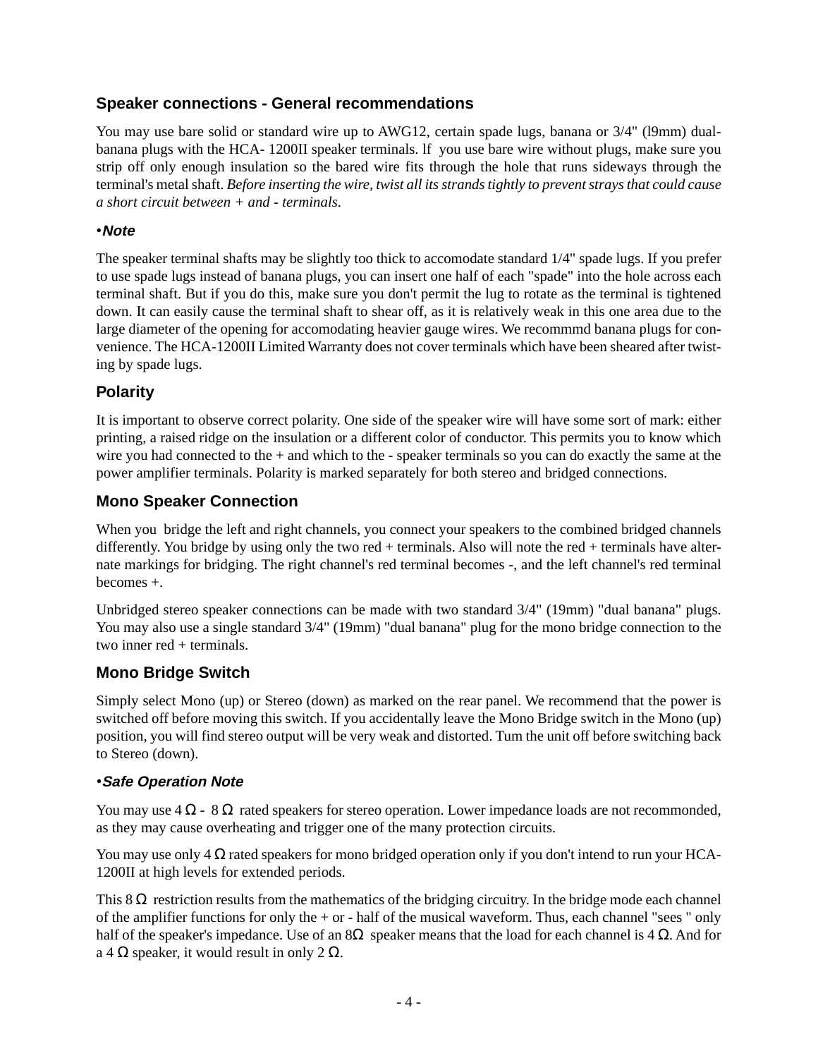## Speaker connections - General recommendations

You may use bare solid or standard wire up to AWG12, certain spade lugs, banana or 3/4" (l9mm) dual-banana plugs with the HCA- 1200II speaker terminals. lf you use bare wire without plugs, make sure you strip off only enough insulation so the bared wire fits through the hole that runs sideways through the terminal's metal shaft. *Before inserting the wire, twist all its strands tightly to prevent strays that could cause a short circuit between + and - terminals.*

•***Note***

The speaker terminal shafts may be slightly too thick to accomodate standard 1/4" spade lugs. If you prefer to use spade lugs instead of banana plugs, you can insert one half of each "spade" into the hole across each terminal shaft. But if you do this, make sure you don't permit the lug to rotate as the terminal is tightened down. It can easily cause the terminal shaft to shear off, as it is relatively weak in this one area due to the large diameter of the opening for accomodating heavier gauge wires. We recommmd banana plugs for convenience. The HCA-1200II Limited Warranty does not cover terminals which have been sheared after twisting by spade lugs.

## Polarity

It is important to observe correct polarity. One side of the speaker wire will have some sort of mark: either printing, a raised ridge on the insulation or a different color of conductor. This permits you to know which wire you had connected to the + and which to the - speaker terminals so you can do exactly the same at the power amplifier terminals. Polarity is marked separately for both stereo and bridged connections.

## Mono Speaker Connection

When you bridge the left and right channels, you connect your speakers to the combined bridged channels differently. You bridge by using only the two red + terminals. Also will note the red + terminals have alternate markings for bridging. The right channel's red terminal becomes -, and the left channel's red terminal becomes +.

Unbridged stereo speaker connections can be made with two standard 3/4" (19mm) "dual banana" plugs. You may also use a single standard 3/4" (19mm) "dual banana" plug for the mono bridge connection to the two inner red + terminals.

## Mono Bridge Switch

Simply select Mono (up) or Stereo (down) as marked on the rear panel. We recommend that the power is switched off before moving this switch. If you accidentally leave the Mono Bridge switch in the Mono (up) position, you will find stereo output will be very weak and distorted. Tum the unit off before switching back to Stereo (down).

•***Safe Operation Note***

You may use 4 Ω - 8 Ω rated speakers for stereo operation. Lower impedance loads are not recommonded, as they may cause overheating and trigger one of the many protection circuits.

You may use only 4 Ω rated speakers for mono bridged operation only if you don't intend to run your HCA-1200II at high levels for extended periods.

This 8 Ω restriction results from the mathematics of the bridging circuitry. In the bridge mode each channel of the amplifier functions for only the + or - half of the musical waveform. Thus, each channel "sees " only half of the speaker's impedance. Use of an 8Ω speaker means that the load for each channel is 4 Ω. And for a 4 Ω speaker, it would result in only 2 Ω.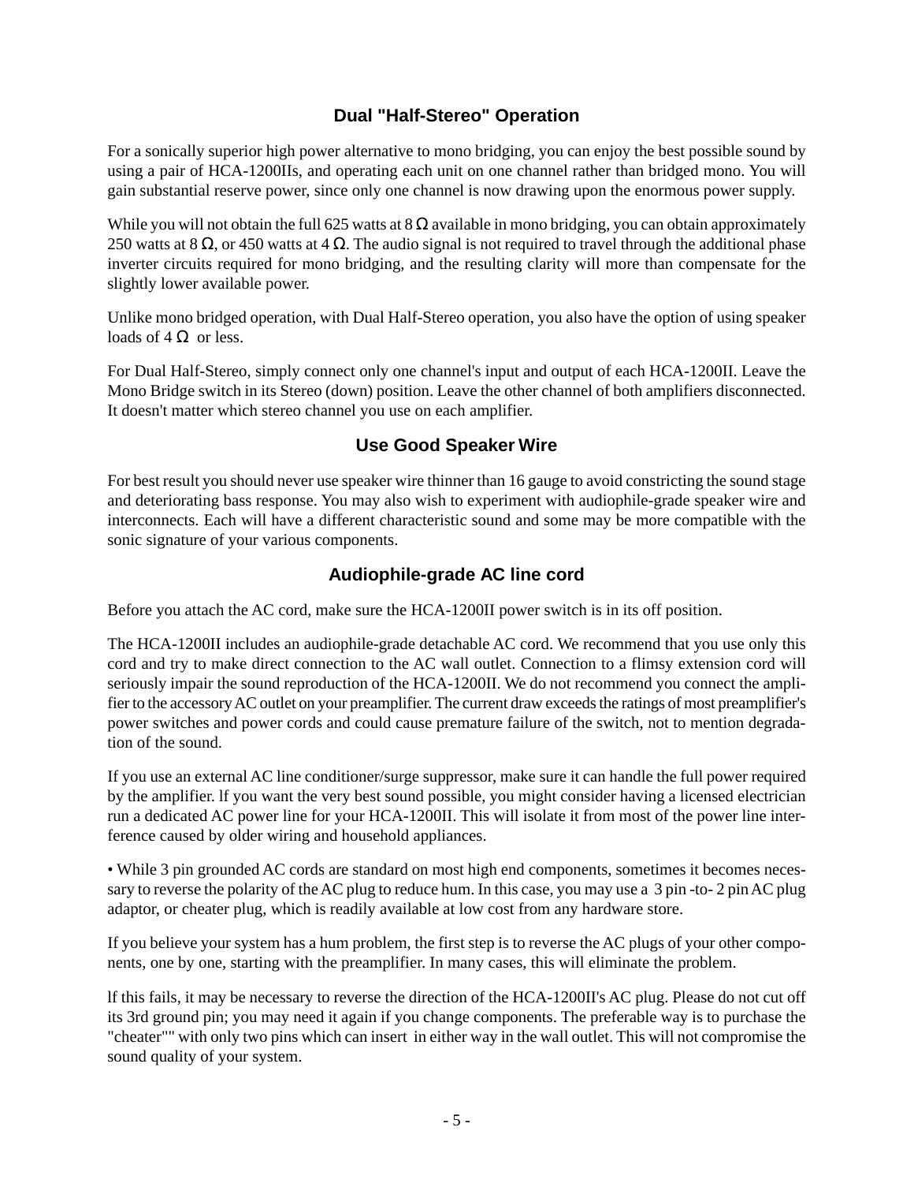## Dual "Half-Stereo" Operation

For a sonically superior high power alternative to mono bridging, you can enjoy the best possible sound by using a pair of HCA-1200IIs, and operating each unit on one channel rather than bridged mono. You will gain substantial reserve power, since only one channel is now drawing upon the enormous power supply.

While you will not obtain the full 625 watts at 8 Ω available in mono bridging, you can obtain approximately 250 watts at 8 Ω, or 450 watts at 4 Ω. The audio signal is not required to travel through the additional phase inverter circuits required for mono bridging, and the resulting clarity will more than compensate for the slightly lower available power.

Unlike mono bridged operation, with Dual Half-Stereo operation, you also have the option of using speaker loads of 4 Ω or less.

For Dual Half-Stereo, simply connect only one channel's input and output of each HCA-1200II. Leave the Mono Bridge switch in its Stereo (down) position. Leave the other channel of both amplifiers disconnected. It doesn't matter which stereo channel you use on each amplifier.

## Use Good Speaker Wire

For best result you should never use speaker wire thinner than 16 gauge to avoid constricting the sound stage and deteriorating bass response. You may also wish to experiment with audiophile-grade speaker wire and interconnects. Each will have a different characteristic sound and some may be more compatible with the sonic signature of your various components.

## Audiophile-grade AC line cord

Before you attach the AC cord, make sure the HCA-1200II power switch is in its off position.

The HCA-1200II includes an audiophile-grade detachable AC cord. We recommend that you use only this cord and try to make direct connection to the AC wall outlet. Connection to a flimsy extension cord will seriously impair the sound reproduction of the HCA-1200II. We do not recommend you connect the amplifier to the accessory AC outlet on your preamplifier. The current draw exceeds the ratings of most preamplifier's power switches and power cords and could cause premature failure of the switch, not to mention degradation of the sound.

If you use an external AC line conditioner/surge suppressor, make sure it can handle the full power required by the amplifier. lf you want the very best sound possible, you might consider having a licensed electrician run a dedicated AC power line for your HCA-1200II. This will isolate it from most of the power line interference caused by older wiring and household appliances.

• While 3 pin grounded AC cords are standard on most high end components, sometimes it becomes necessary to reverse the polarity of the AC plug to reduce hum. In this case, you may use a 3 pin -to- 2 pin AC plug adaptor, or cheater plug, which is readily available at low cost from any hardware store.

If you believe your system has a hum problem, the first step is to reverse the AC plugs of your other components, one by one, starting with the preamplifier. In many cases, this will eliminate the problem.

lf this fails, it may be necessary to reverse the direction of the HCA-1200II's AC plug. Please do not cut off its 3rd ground pin; you may need it again if you change components. The preferable way is to purchase the "cheater"" with only two pins which can insert in either way in the wall outlet. This will not compromise the sound quality of your system.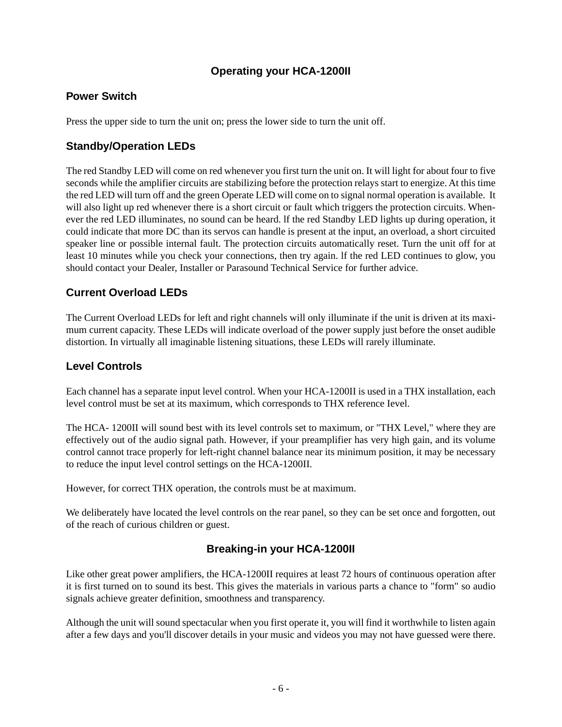## Operating your HCA-1200II

### Power Switch

Press the upper side to turn the unit on; press the lower side to turn the unit off.

### Standby/Operation LEDs

The red Standby LED will come on red whenever you first turn the unit on. It will light for about four to five seconds while the amplifier circuits are stabilizing before the protection relays start to energize. At this time the red LED will turn off and the green Operate LED will come on to signal normal operation is available. It will also light up red whenever there is a short circuit or fault which triggers the protection circuits. Whenever the red LED illuminates, no sound can be heard. lf the red Standby LED lights up during operation, it could indicate that more DC than its servos can handle is present at the input, an overload, a short circuited speaker line or possible internal fault. The protection circuits automatically reset. Turn the unit off for at least 10 minutes while you check your connections, then try again. lf the red LED continues to glow, you should contact your Dealer, Installer or Parasound Technical Service for further advice.

### Current Overload LEDs

The Current Overload LEDs for left and right channels will only illuminate if the unit is driven at its maximum current capacity. These LEDs will indicate overload of the power supply just before the onset audible distortion. In virtually all imaginable listening situations, these LEDs will rarely illuminate.

### Level Controls

Each channel has a separate input level control. When your HCA-1200II is used in a THX installation, each level control must be set at its maximum, which corresponds to THX reference Ievel.

The HCA- 1200II will sound best with its level controls set to maximum, or "THX Level," where they are effectively out of the audio signal path. However, if your preamplifier has very high gain, and its volume control cannot trace properly for left-right channel balance near its minimum position, it may be necessary to reduce the input level control settings on the HCA-1200II.

However, for correct THX operation, the controls must be at maximum.

We deliberately have located the level controls on the rear panel, so they can be set once and forgotten, out of the reach of curious children or guest.

## Breaking-in your HCA-1200II

Like other great power amplifiers, the HCA-1200II requires at least 72 hours of continuous operation after it is first turned on to sound its best. This gives the materials in various parts a chance to "form" so audio signals achieve greater definition, smoothness and transparency.

Although the unit will sound spectacular when you first operate it, you will find it worthwhile to listen again after a few days and you'll discover details in your music and videos you may not have guessed were there.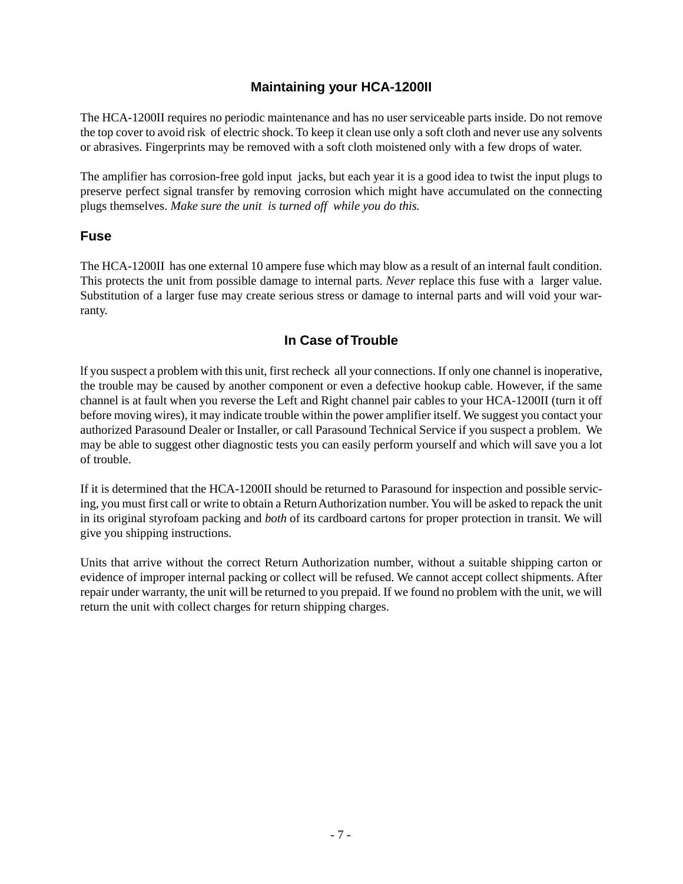## Maintaining your HCA-1200II

The HCA-1200II requires no periodic maintenance and has no user serviceable parts inside. Do not remove the top cover to avoid risk of electric shock. To keep it clean use only a soft cloth and never use any solvents or abrasives. Fingerprints may be removed with a soft cloth moistened only with a few drops of water.

The amplifier has corrosion-free gold input jacks, but each year it is a good idea to twist the input plugs to preserve perfect signal transfer by removing corrosion which might have accumulated on the connecting plugs themselves. *Make sure the unit is turned off while you do this.*

### Fuse

The HCA-1200II has one external 10 ampere fuse which may blow as a result of an internal fault condition. This protects the unit from possible damage to internal parts. *Never* replace this fuse with a larger value. Substitution of a larger fuse may create serious stress or damage to internal parts and will void your warranty.

## In Case of Trouble

lf you suspect a problem with this unit, first recheck all your connections. If only one channel is inoperative, the trouble may be caused by another component or even a defective hookup cable. However, if the same channel is at fault when you reverse the Left and Right channel pair cables to your HCA-1200II (turn it off before moving wires), it may indicate trouble within the power amplifier itself. We suggest you contact your authorized Parasound Dealer or Installer, or call Parasound Technical Service if you suspect a problem. We may be able to suggest other diagnostic tests you can easily perform yourself and which will save you a lot of trouble.

If it is determined that the HCA-1200II should be returned to Parasound for inspection and possible servicing, you must first call or write to obtain a Return Authorization number. You will be asked to repack the unit in its original styrofoam packing and *both* of its cardboard cartons for proper protection in transit. We will give you shipping instructions.

Units that arrive without the correct Return Authorization number, without a suitable shipping carton or evidence of improper internal packing or collect will be refused. We cannot accept collect shipments. After repair under warranty, the unit will be returned to you prepaid. If we found no problem with the unit, we will return the unit with collect charges for return shipping charges.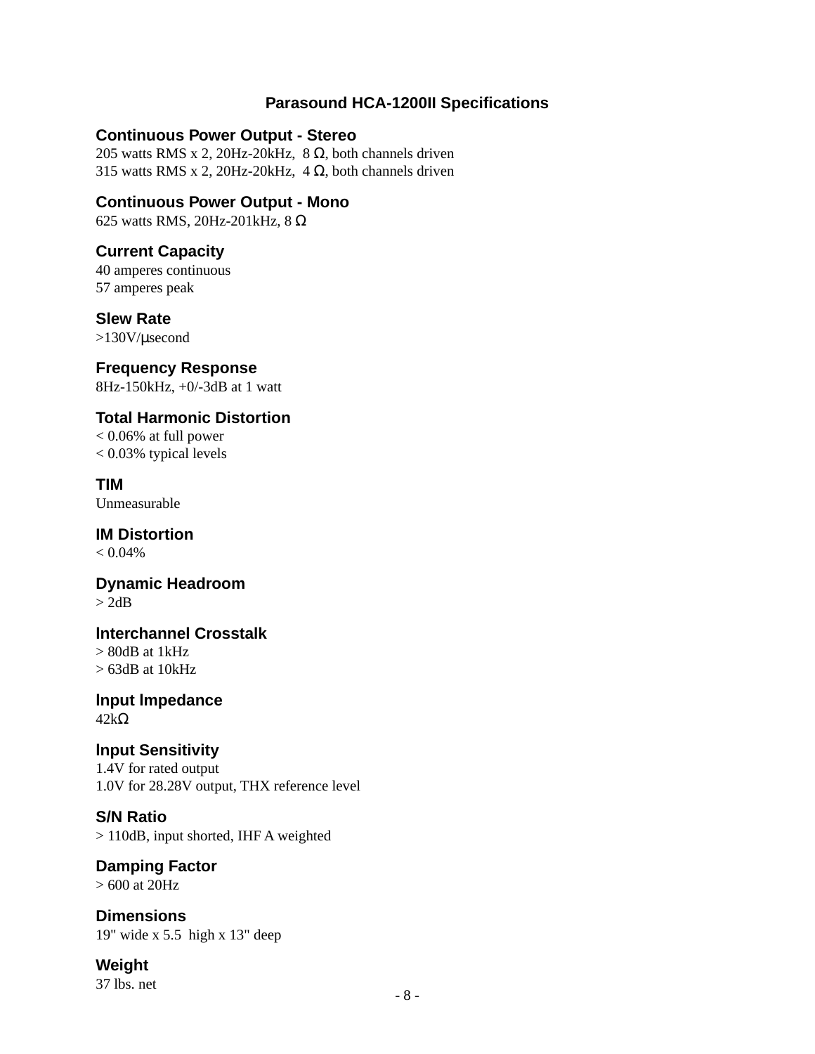# Parasound HCA-1200II Specifications

### Continuous Power Output - Stereo
205 watts RMS x 2, 20Hz-20kHz, 8 Ω, both channels driven
315 watts RMS x 2, 20Hz-20kHz, 4 Ω, both channels driven

### Continuous Power Output - Mono
625 watts RMS, 20Hz-201kHz, 8 Ω

### Current Capacity
40 amperes continuous
57 amperes peak

### Slew Rate
>130V/μsecond

### Frequency Response
8Hz-150kHz, +0/-3dB at 1 watt

### Total Harmonic Distortion
< 0.06% at full power
< 0.03% typical levels

### TIM
Unmeasurable

### IM Distortion
< 0.04%

### Dynamic Headroom
> 2dB

### Interchannel Crosstalk
> 80dB at 1kHz
> 63dB at 10kHz

### Input Impedance
42kΩ

### Input Sensitivity
1.4V for rated output
1.0V for 28.28V output, THX reference level

### S/N Ratio
> 110dB, input shorted, IHF A weighted

### Damping Factor
> 600 at 20Hz

### Dimensions
19" wide x 5.5 high x 13" deep

### Weight
37 lbs. net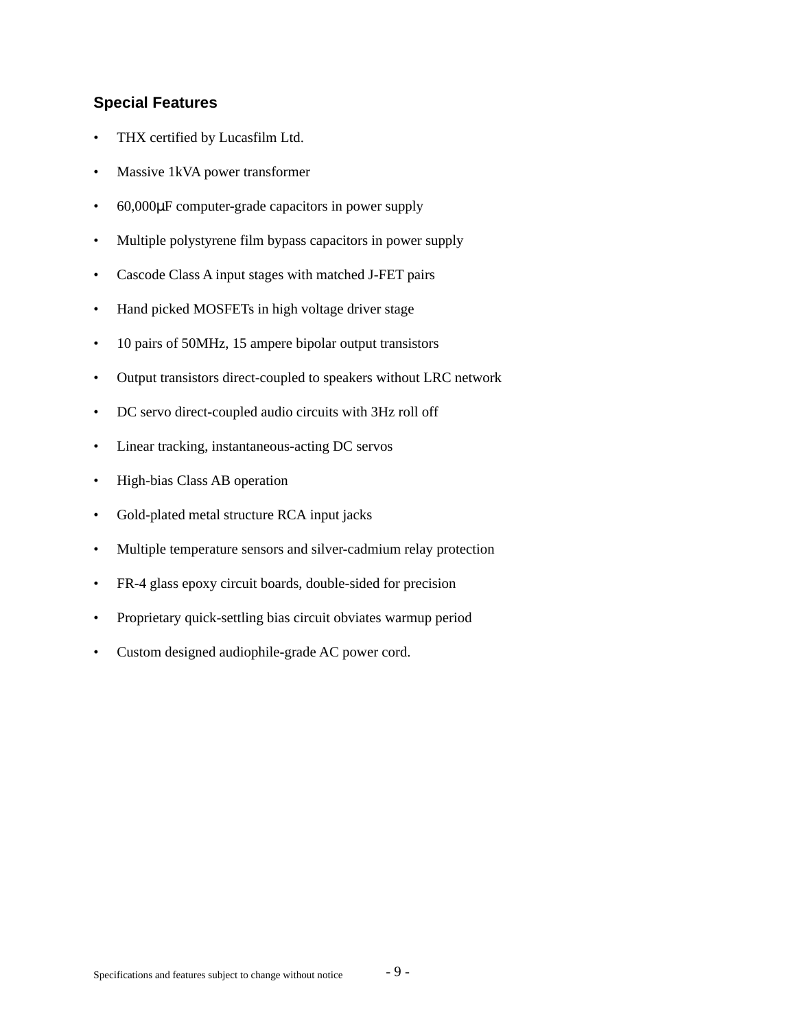## Special Features

- THX certified by Lucasfilm Ltd.
- Massive 1kVA power transformer
- 60,000μF computer-grade capacitors in power supply
- Multiple polystyrene film bypass capacitors in power supply
- Cascode Class A input stages with matched J-FET pairs
- Hand picked MOSFETs in high voltage driver stage
- 10 pairs of 50MHz, 15 ampere bipolar output transistors
- Output transistors direct-coupled to speakers without LRC network
- DC servo direct-coupled audio circuits with 3Hz roll off
- Linear tracking, instantaneous-acting DC servos
- High-bias Class AB operation
- Gold-plated metal structure RCA input jacks
- Multiple temperature sensors and silver-cadmium relay protection
- FR-4 glass epoxy circuit boards, double-sided for precision
- Proprietary quick-settling bias circuit obviates warmup period
- Custom designed audiophile-grade AC power cord.

Specifications and features subject to change without notice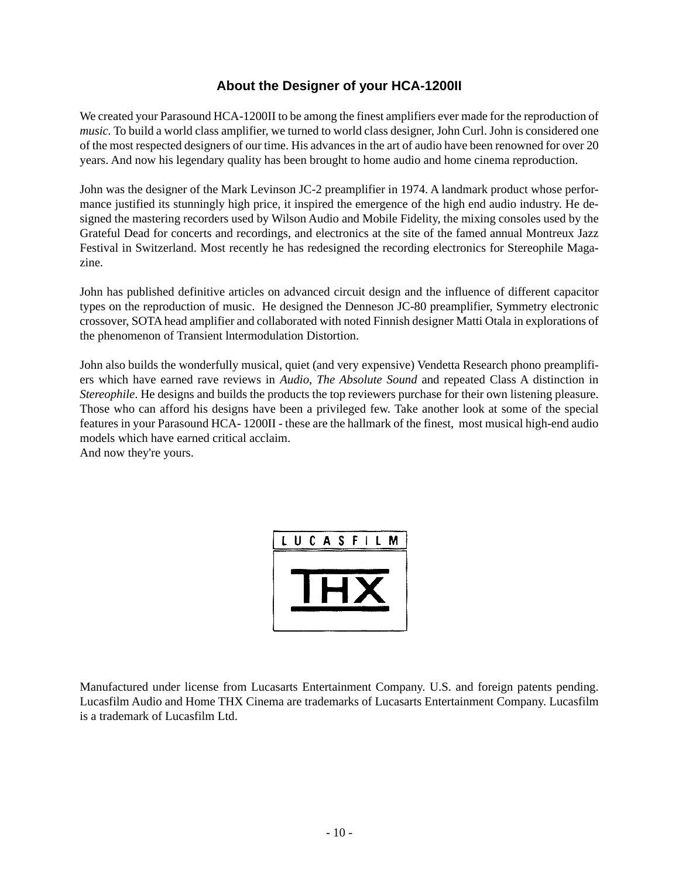## About the Designer of your HCA-1200II

We created your Parasound HCA-1200II to be among the finest amplifiers ever made for the reproduction of *music.* To build a world class amplifier, we turned to world class designer, John Curl. John is considered one of the most respected designers of our time. His advances in the art of audio have been renowned for over 20 years. And now his legendary quality has been brought to home audio and home cinema reproduction.

John was the designer of the Mark Levinson JC-2 preamplifier in 1974. A landmark product whose performance justified its stunningly high price, it inspired the emergence of the high end audio industry. He designed the mastering recorders used by Wilson Audio and Mobile Fidelity, the mixing consoles used by the Grateful Dead for concerts and recordings, and electronics at the site of the famed annual Montreux Jazz Festival in Switzerland. Most recently he has redesigned the recording electronics for Stereophile Magazine.

John has published definitive articles on advanced circuit design and the influence of different capacitor types on the reproduction of music. He designed the Denneson JC-80 preamplifier, Symmetry electronic crossover, SOTA head amplifier and collaborated with noted Finnish designer Matti Otala in explorations of the phenomenon of Transient lntermodulation Distortion.

John also builds the wonderfully musical, quiet (and very expensive) Vendetta Research phono preamplifiers which have earned rave reviews in *Audio*, *The Absolute Sound* and repeated Class A distinction in *Stereophile*. He designs and builds the products the top reviewers purchase for their own listening pleasure. Those who can afford his designs have been a privileged few. Take another look at some of the special features in your Parasound HCA- 1200II - these are the hallmark of the finest, most musical high-end audio models which have earned critical acclaim.
And now they're yours.

LUCASFILM

THX

Manufactured under license from Lucasarts Entertainment Company. U.S. and foreign patents pending. Lucasfilm Audio and Home THX Cinema are trademarks of Lucasarts Entertainment Company. Lucasfilm is a trademark of Lucasfilm Ltd.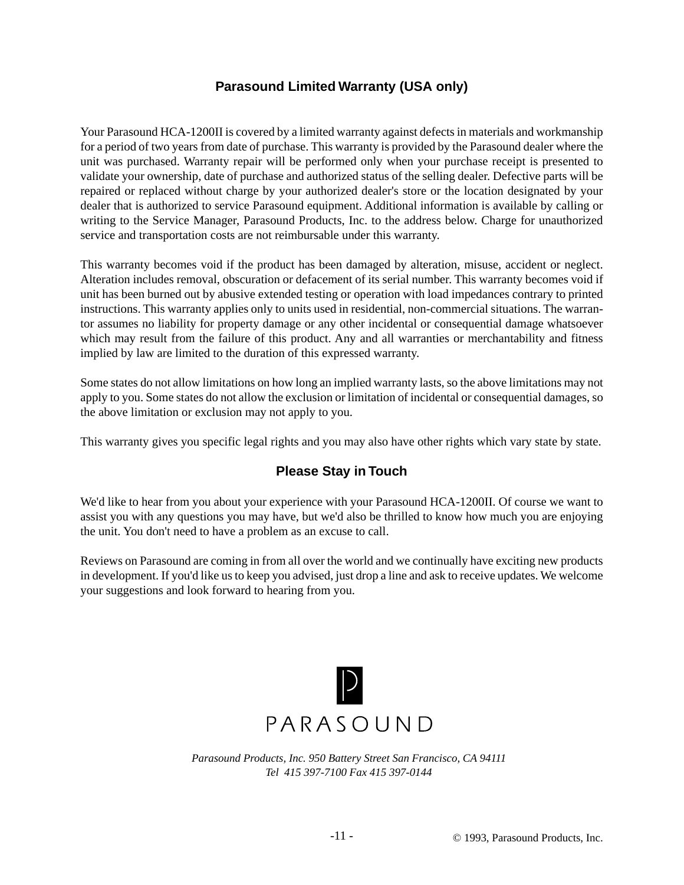## Parasound Limited Warranty (USA only)

Your Parasound HCA-1200II is covered by a limited warranty against defects in materials and workmanship for a period of two years from date of purchase. This warranty is provided by the Parasound dealer where the unit was purchased. Warranty repair will be performed only when your purchase receipt is presented to validate your ownership, date of purchase and authorized status of the selling dealer. Defective parts will be repaired or replaced without charge by your authorized dealer's store or the location designated by your dealer that is authorized to service Parasound equipment. Additional information is available by calling or writing to the Service Manager, Parasound Products, Inc. to the address below. Charge for unauthorized service and transportation costs are not reimbursable under this warranty.

This warranty becomes void if the product has been damaged by alteration, misuse, accident or neglect. Alteration includes removal, obscuration or defacement of its serial number. This warranty becomes void if unit has been burned out by abusive extended testing or operation with load impedances contrary to printed instructions. This warranty applies only to units used in residential, non-commercial situations. The warrantor assumes no liability for property damage or any other incidental or consequential damage whatsoever which may result from the failure of this product. Any and all warranties or merchantability and fitness implied by law are limited to the duration of this expressed warranty.

Some states do not allow limitations on how long an implied warranty lasts, so the above limitations may not apply to you. Some states do not allow the exclusion or limitation of incidental or consequential damages, so the above limitation or exclusion may not apply to you.

This warranty gives you specific legal rights and you may also have other rights which vary state by state.

## Please Stay in Touch

We'd like to hear from you about your experience with your Parasound HCA-1200II. Of course we want to assist you with any questions you may have, but we'd also be thrilled to know how much you are enjoying the unit. You don't need to have a problem as an excuse to call.

Reviews on Parasound are coming in from all over the world and we continually have exciting new products in development. If you'd like us to keep you advised, just drop a line and ask to receive updates. We welcome your suggestions and look forward to hearing from you.

PARASOUND

*Parasound Products, Inc. 950 Battery Street San Francisco, CA 94111*
*Tel 415 397-7100 Fax 415 397-0144*

© 1993, Parasound Products, Inc.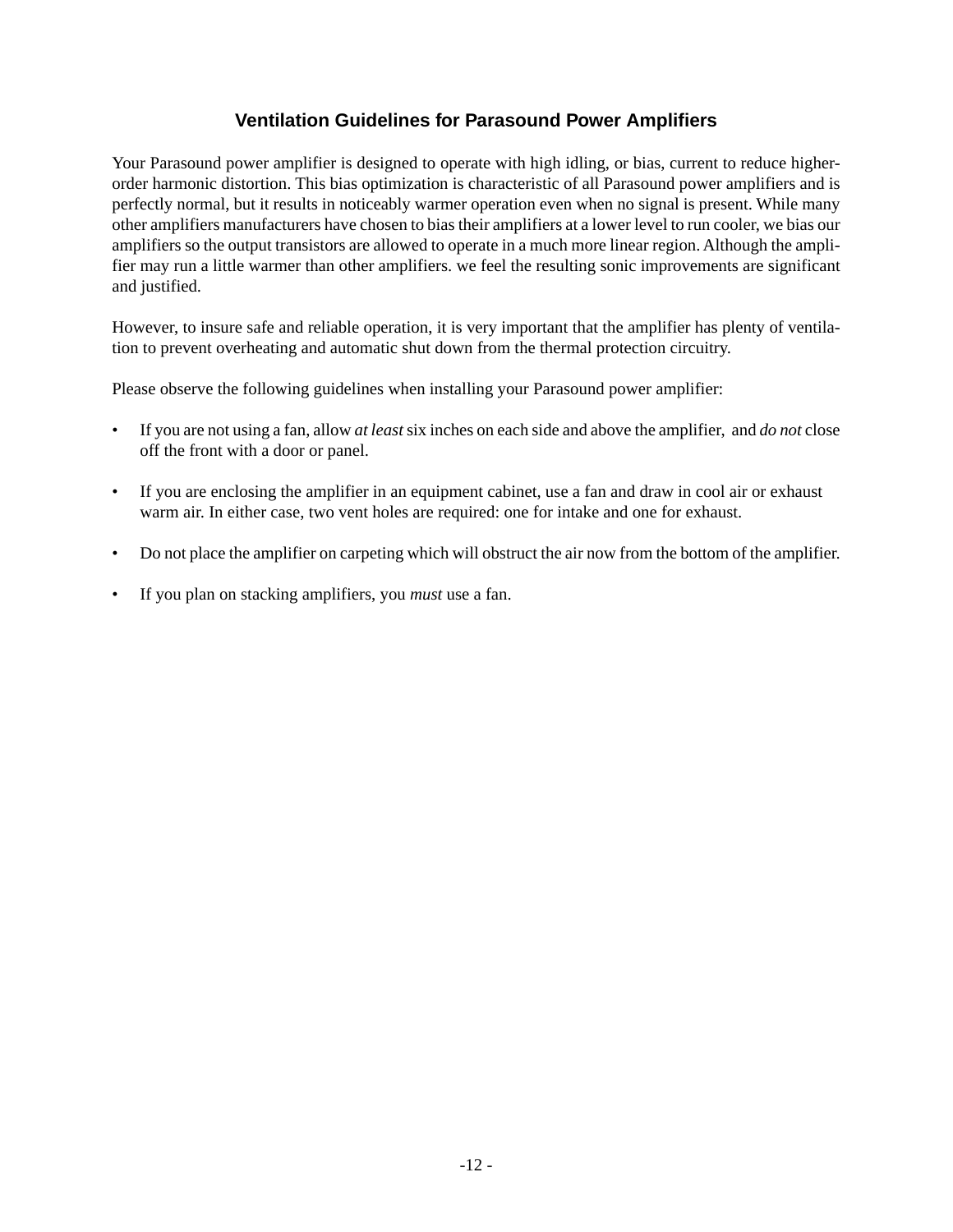## Ventilation Guidelines for Parasound Power Amplifiers

Your Parasound power amplifier is designed to operate with high idling, or bias, current to reduce higher-order harmonic distortion. This bias optimization is characteristic of all Parasound power amplifiers and is perfectly normal, but it results in noticeably warmer operation even when no signal is present. While many other amplifiers manufacturers have chosen to bias their amplifiers at a lower level to run cooler, we bias our amplifiers so the output transistors are allowed to operate in a much more linear region. Although the amplifier may run a little warmer than other amplifiers. we feel the resulting sonic improvements are significant and justified.

However, to insure safe and reliable operation, it is very important that the amplifier has plenty of ventilation to prevent overheating and automatic shut down from the thermal protection circuitry.

Please observe the following guidelines when installing your Parasound power amplifier:

- If you are not using a fan, allow *at least* six inches on each side and above the amplifier, and *do not* close off the front with a door or panel.
- If you are enclosing the amplifier in an equipment cabinet, use a fan and draw in cool air or exhaust warm air. In either case, two vent holes are required: one for intake and one for exhaust.
- Do not place the amplifier on carpeting which will obstruct the air now from the bottom of the amplifier.
- If you plan on stacking amplifiers, you *must* use a fan.